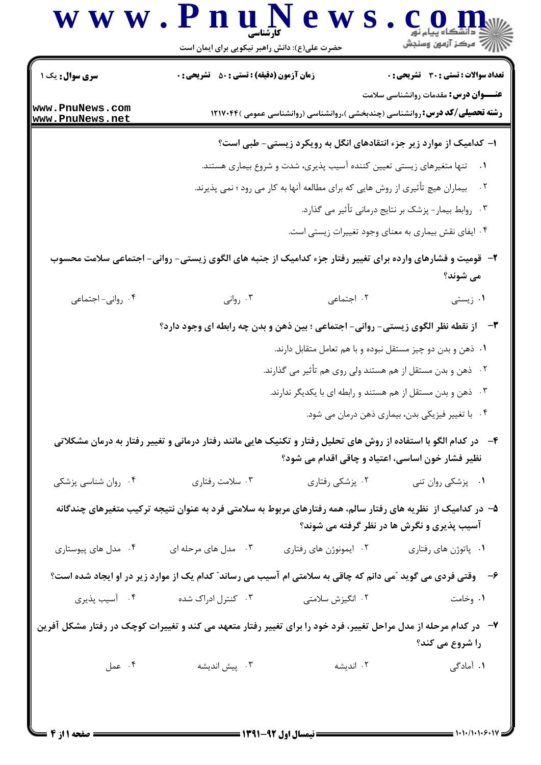**سری سوال:** یک ۱

**زمان آزمون (دقیقه) : تستی : ۵۰  تشریحی : ۰**

**تعداد سوالات : تستی : ۳۰  تشریحی : ۰**

**عنـــوان درس:** مقدمات روانشناسی سلامت

**رشته تحصیلی/کد درس:** روانشناسی (چندبخشی )،روانشناسی (روانشناسی عمومی )۱۲۱۷۰۴۴

**۱- کدامیک از موارد زیر جزء انتقادهای انگل به رویکرد زیستی- طبی است؟**

۱. تنها متغیرهای زیستی تعیین کننده آسیب پذیری، شدت و شروع بیماری هستند.

۲. بیماران هیچ تأثیری از روش هایی که برای مطالعه آنها به کار می رود ؛ نمی پذیرند.

۳. روابط بیمار- پزشک بر نتایج درمانی تأثیر می گذارد.

۴. ایفای نقش بیماری به معنای وجود تغییرات زیستی است.

**۲- قومیت و فشارهای وارده برای تغییر رفتار جزء کدامیک از جنبه های الگوی زیستی- روانی- اجتماعی سلامت محسوب می شوند؟**

۱. زیستی  ۲. اجتماعی  ۳. روانی  ۴. روانی- اجتماعی

**۳- از نقطه نظر الگوی زیستی- روانی- اجتماعی ؛ بین ذهن و بدن چه رابطه ای وجود دارد؟**

۱. ذهن و بدن دو چیز مستقل نبوده و با هم تعامل متقابل دارند.

۲. ذهن و بدن مستقل از هم هستند ولی روی هم تأثیر می گذارند.

۳. ذهن و بدن مستقل از هم هستند و رابطه ای با یکدیگر ندارند.

۴. با تغییر فیزیکی بدن، بیماری ذهن درمان می شود.

**۴- در کدام الگو با استفاده از روش های تحلیل رفتار و تکنیک هایی مانند رفتار درمانی و تغییر رفتار به درمان مشکلاتی نظیر فشار خون اساسی، اعتیاد و چاقی اقدام می شود؟**

۱. پزشکی روان تنی  ۲. پزشکی رفتاری  ۳. سلامت رفتاری  ۴. روان شناسی پزشکی

**۵- در کدامیک از نظریه های رفتار سالم، همه رفتارهای مربوط به سلامتی فرد به عنوان نتیجه ترکیب متغیرهای چندگانه آسیب پذیری و نگرش ها در نظر گرفته می شوند؟**

۱. پاتوژن های رفتاری  ۲. ایمونوژن های رفتاری  ۳. مدل های مرحله ای  ۴. مدل های پیوستاری

**۶- وقتی فردی می گوید "می دانم که چاقی به سلامتی ام آسیب می رساند" کدام یک از موارد زیر در او ایجاد شده است؟**

۱. وخامت  ۲. انگیزش سلامتی  ۳. کنترل ادراک شده  ۴. آسیب پذیری

**۷- در کدام مرحله از مدل مراحل تغییر، فرد خود را برای تغییر رفتار متعهد می کند و تغییرات کوچک در رفتار مشکل آفرین را شروع می کند؟**

۱. آمادگی  ۲. اندیشه  ۳. پیش اندیشه  ۴. عمل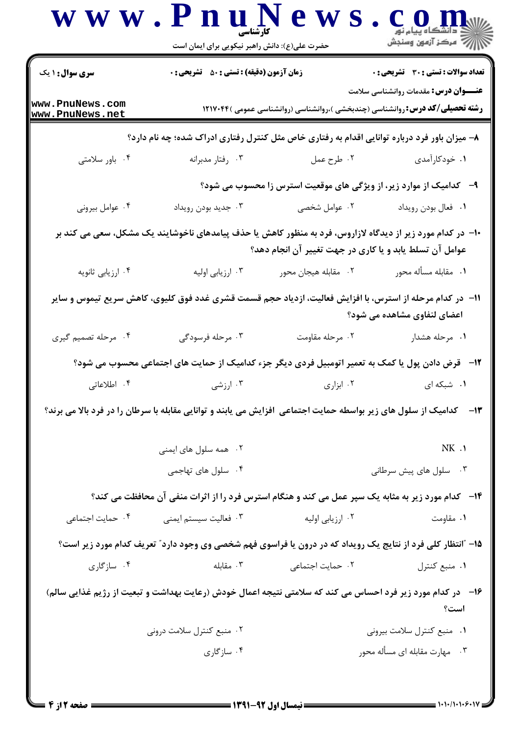**سری سوال:** ۱ یک | **زمان آزمون (دقیقه) : تستی : ۵۰ تشریحی : ۰** | **تعداد سوالات : تستی : ۳۰ تشریحی : ۰**

**عنـــوان درس:** مقدمات روانشناسی سلامت

**رشته تحصیلی/کد درس:** روانشناسی (چندبخشی )،روانشناسی (روانشناسی عمومی )۱۲۱۷۰۴۴

۸- میزان باور فرد درباره توانایی اقدام به رفتاری خاص مثل کنترل رفتاری ادراک شده؛ چه نام دارد؟

۱. خودکارآمدی
۲. طرح عمل
۳. رفتار مدبرانه
۴. باور سلامتی

۹- کدامیک از موارد زیر، از ویژگی های موقعیت استرس زا محسوب می شود؟

۱. فعال بودن رویداد
۲. عوامل شخصی
۳. جدید بودن رویداد
۴. عوامل بیرونی

۱۰- در کدام مورد زیر از دیدگاه لازاروس، فرد به منظور کاهش یا حذف پیامدهای ناخوشایند یک مشکل، سعی می کند بر عوامل آن تسلط یابد و یا کاری در جهت تغییر آن انجام دهد؟

۱. مقابله مسأله محور
۲. مقابله هیجان محور
۳. ارزیابی اولیه
۴. ارزیابی ثانویه

۱۱- در کدام مرحله از استرس، با افزایش فعالیت، ازدیاد حجم قسمت قشری غدد فوق کلیوی، کاهش سریع تیموس و سایر اعضای لنفاوی مشاهده می شود؟

۱. مرحله هشدار
۲. مرحله مقاومت
۳. مرحله فرسودگی
۴. مرحله تصمیم گیری

۱۲- قرض دادن پول یا کمک به تعمیر اتومبیل فردی دیگر جزء کدامیک از حمایت های اجتماعی محسوب می شود؟

۱. شبکه ای
۲. ابزاری
۳. ارزشی
۴. اطلاعاتی

۱۳- کدامیک از سلول های زیر بواسطه حمایت اجتماعی افزایش می یابند و توانایی مقابله با سرطان را در فرد بالا می برند؟

۱. NK
۲. همه سلول های ایمنی
۳. سلول های پیش سرطانی
۴. سلول های تهاجمی

۱۴- کدام مورد زیر به مثابه یک سپر عمل می کند و هنگام استرس فرد را از اثرات منفی آن محافظت می کند؟

۱. مقاومت
۲. ارزیابی اولیه
۳. فعالیت سیستم ایمنی
۴. حمایت اجتماعی

۱۵- "انتظار کلی فرد از نتایج یک رویداد که در درون یا فراسوی فهم شخصی وی وجود دارد" تعریف کدام مورد زیر است؟

۱. منبع کنترل
۲. حمایت اجتماعی
۳. مقابله
۴. سازگاری

۱۶- در کدام مورد زیر فرد احساس می کند که سلامتی نتیجه اعمال خودش (رعایت بهداشت و تبعیت از رژیم غذایی سالم) است؟

۱. منبع کنترل سلامت بیرونی
۲. منبع کنترل سلامت درونی
۳. مهارت مقابله ای مسأله محور
۴. سازگاری

**نیمسال اول ۹۲-۱۳۹۱**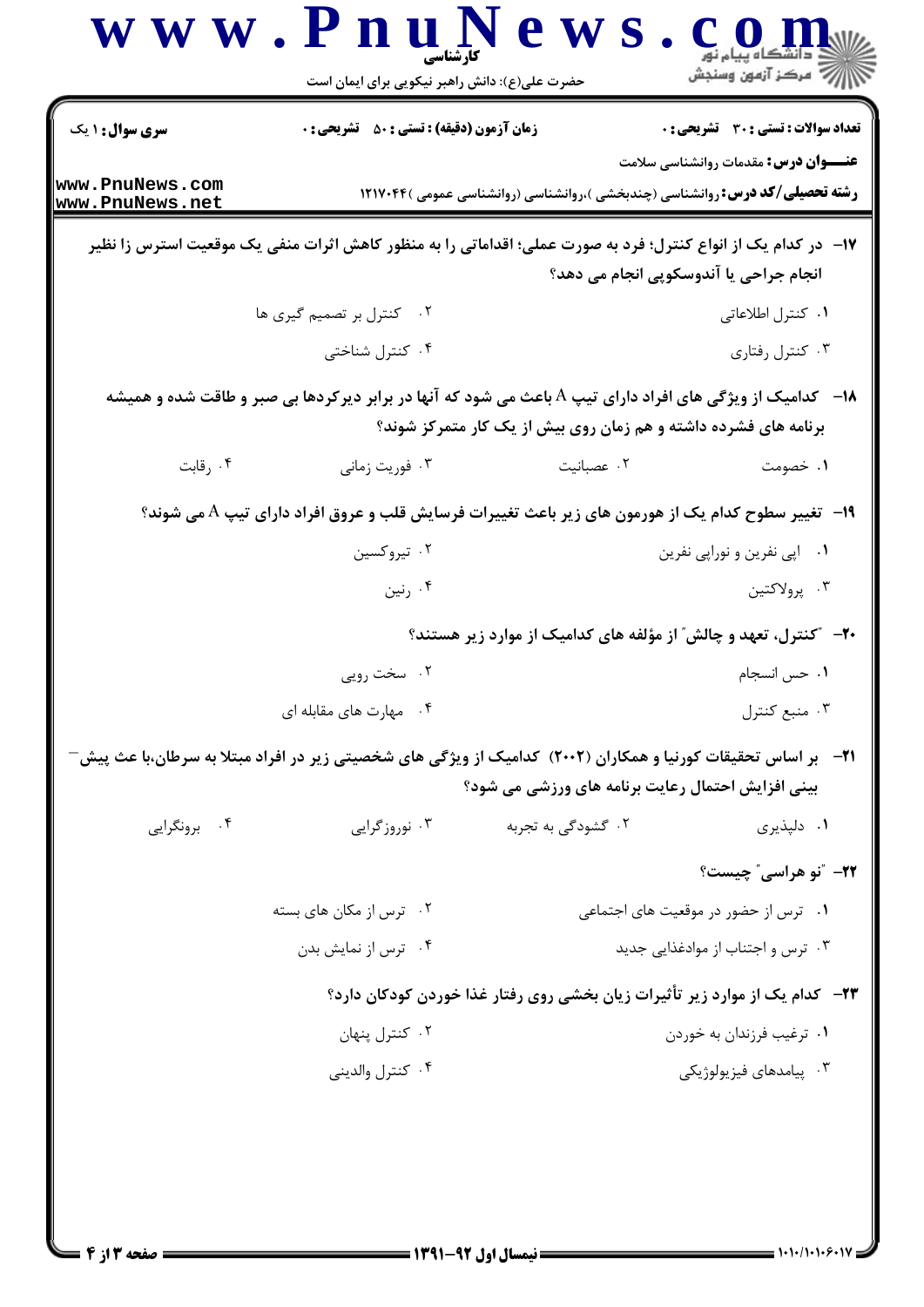**سری سوال:** ۱ یک | **زمان آزمون (دقیقه) : تستی :** ۵۰ **تشریحی :** ۰ | **تعداد سوالات : تستی :** ۳۰ **تشریحی :** ۰

**عنـــوان درس:** مقدمات روانشناسی سلامت

**رشته تحصیلی/کد درس:** روانشناسی (چندبخشی )،روانشناسی (روانشناسی عمومی )۱۲۱۷۰۴۴

**۱۷- در کدام یک از انواع کنترل؛ فرد به صورت عملی؛ اقداماتی را به منظور کاهش اثرات منفی یک موقعیت استرس زا نظیر انجام جراحی یا آندوسکوپی انجام می دهد؟**

۱. کنترل اطلاعاتی
۲. کنترل بر تصمیم گیری ها
۳. کنترل رفتاری
۴. کنترل شناختی

**۱۸- کدامیک از ویژگی های افراد دارای تیپ A باعث می شود که آنها در برابر دیرکردها بی صبر و طاقت شده و همیشه برنامه های فشرده داشته و هم زمان روی بیش از یک کار متمرکز شوند؟**

۱. خصومت
۲. عصبانیت
۳. فوریت زمانی
۴. رقابت

**۱۹- تغییر سطوح کدام یک از هورمون های زیر باعث تغییرات فرسایش قلب و عروق افراد دارای تیپ A می شوند؟**

۱. اپی نفرین و نوراپی نفرین
۲. تیروکسین
۳. پرولاکتین
۴. رنین

**۲۰- "کنترل، تعهد و چالش" از مؤلفه های کدامیک از موارد زیر هستند؟**

۱. حس انسجام
۲. سخت رویی
۳. منبع کنترل
۴. مهارت های مقابله ای

**۲۱- بر اساس تحقیقات کورنیا و همکاران (۲۰۰۲) کدامیک از ویژگی های شخصیتی زیر در افراد مبتلا به سرطان،با عث پیش بینی افزایش احتمال رعایت برنامه های ورزشی می شود؟**

۱. دلپذیری
۲. گشودگی به تجربه
۳. نوروزگرایی
۴. برونگرایی

**۲۲- "نو هراسی" چیست؟**

۱. ترس از حضور در موقعیت های اجتماعی
۲. ترس از مکان های بسته
۳. ترس و اجتناب از موادغذایی جدید
۴. ترس از نمایش بدن

**۲۳- کدام یک از موارد زیر تأثیرات زیان بخشی روی رفتار غذا خوردن کودکان دارد؟**

۱. ترغیب فرزندان به خوردن
۲. کنترل پنهان
۳. پیامدهای فیزیولوژیکی
۴. کنترل والدینی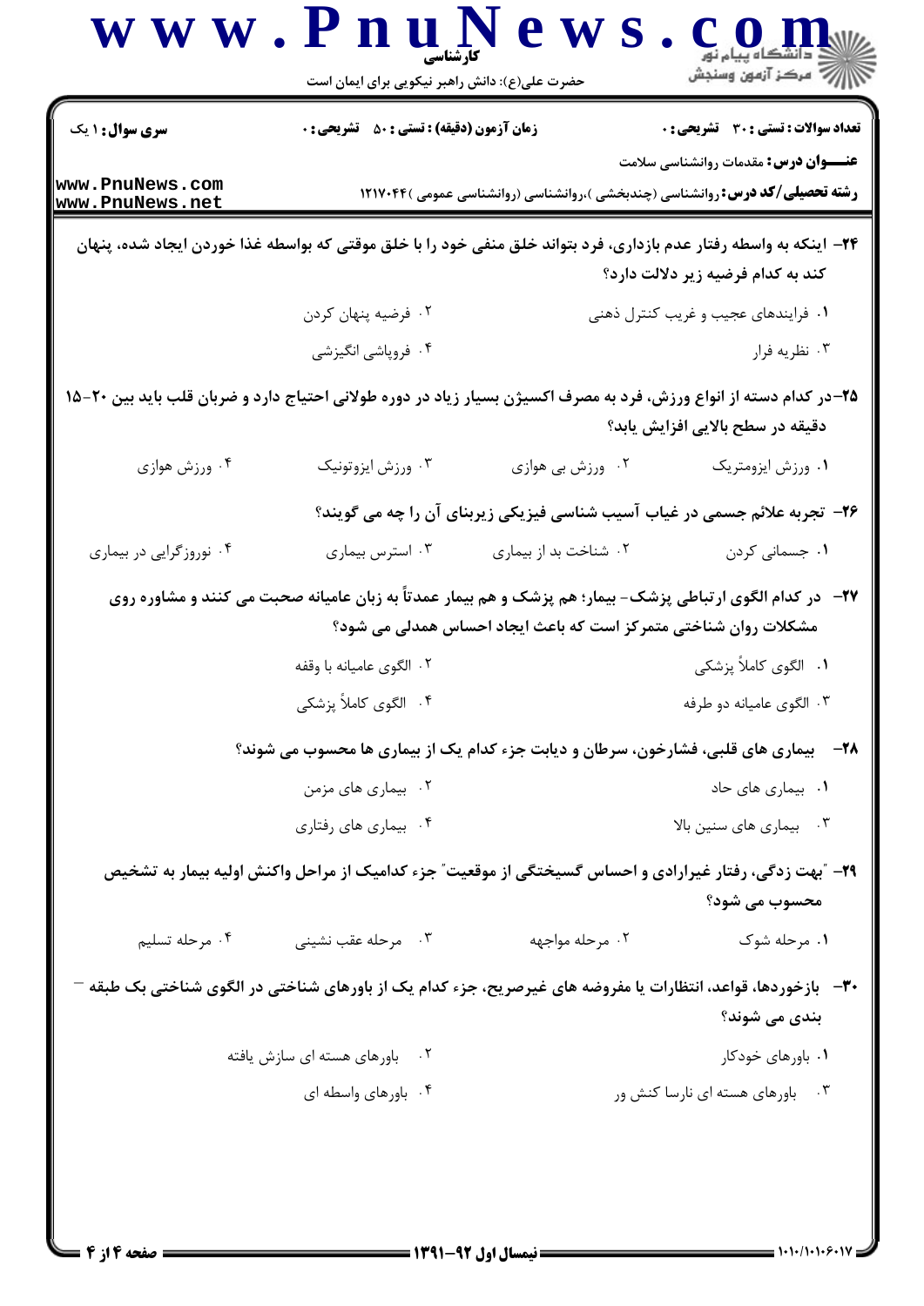۲۴- اینکه به واسطه رفتار عدم بازداری، فرد بتواند خلق منفی خود را با خلق موقتی که بواسطه غذا خوردن ایجاد شده، پنهان کند به کدام فرضیه زیر دلالت دارد؟

۱. فرایندهای عجیب و غریب کنترل ذهنی

۲. فرضیه پنهان کردن

۳. نظریه فرار

۴. فروپاشی انگیزشی

۲۵-در کدام دسته از انواع ورزش، فرد به مصرف اکسیژن بسیار زیاد در دوره طولانی احتیاج دارد و ضربان قلب باید بین ۲۰-۱۵ دقیقه در سطح بالایی افزایش یابد؟

۱. ورزش ایزومتریک

۲. ورزش بی هوازی

۳. ورزش ایزوتونیک

۴. ورزش هوازی

۲۶- تجربه علائم جسمی در غیاب آسیب شناسی فیزیکی زیربنای آن را چه می گویند؟

۱. جسمانی کردن

۲. شناخت بد از بیماری

۳. استرس بیماری

۴. نوروزگرایی در بیماری

۲۷- در کدام الگوی ارتباطی پزشک- بیمار؛ هم پزشک و هم بیمار عمدتاً به زبان عامیانه صحبت می کنند و مشاوره روی مشکلات روان شناختی متمرکز است که باعث ایجاد احساس همدلی می شود؟

۱. الگوی کاملاً پزشکی

۲. الگوی عامیانه با وقفه

۳. الگوی عامیانه دو طرفه

۴. الگوی کاملاً پزشکی

۲۸- بیماری های قلبی، فشارخون، سرطان و دیابت جزء کدام یک از بیماری ها محسوب می شوند؟

۱. بیماری های حاد

۲. بیماری های مزمن

۳. بیماری های سنین بالا

۴. بیماری های رفتاری

۲۹- "بهت زدگی، رفتار غیرارادی و احساس گسیختگی از موقعیت" جزء کدامیک از مراحل واکنش اولیه بیمار به تشخیص محسوب می شود؟

۱. مرحله شوک

۲. مرحله مواجهه

۳. مرحله عقب نشینی

۴. مرحله تسلیم

۳۰- بازخوردها، قواعد، انتظارات یا مفروضه های غیرصریح، جزء کدام یک از باورهای شناختی در الگوی شناختی بک طبقه بندی می شوند؟

۱. باورهای خودکار

۲. باورهای هسته ای سازش یافته

۳. باورهای هسته ای نارسا کنش ور

۴. باورهای واسطه ای